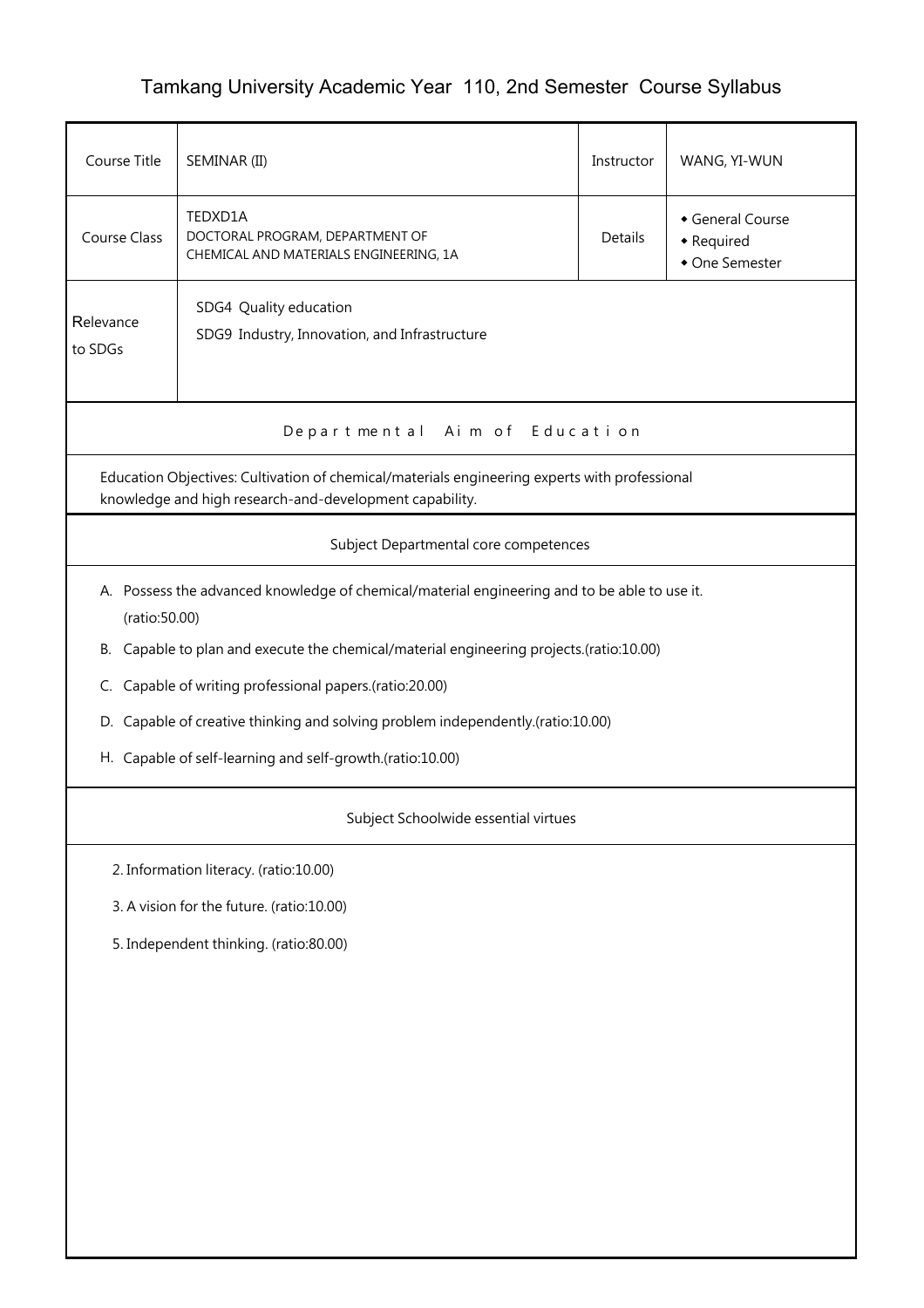# Tamkang University Academic Year 110, 2nd Semester Course Syllabus

| | | | |
|---|---|---|---|
| Course Title | SEMINAR (II) | Instructor | WANG, YI-WUN |
| Course Class | TEDXD1A<br>DOCTORAL PROGRAM, DEPARTMENT OF CHEMICAL AND MATERIALS ENGINEERING, 1A | Details | ◆ General Course<br>◆ Required<br>◆ One Semester |
| Relevance to SDGs | SDG4 Quality education<br>SDG9 Industry, Innovation, and Infrastructure | | |

## Departmental Aim of Education

Education Objectives: Cultivation of chemical/materials engineering experts with professional knowledge and high research-and-development capability.

## Subject Departmental core competences

A. Possess the advanced knowledge of chemical/material engineering and to be able to use it. (ratio:50.00)

B. Capable to plan and execute the chemical/material engineering projects.(ratio:10.00)

C. Capable of writing professional papers.(ratio:20.00)

D. Capable of creative thinking and solving problem independently.(ratio:10.00)

H. Capable of self-learning and self-growth.(ratio:10.00)

## Subject Schoolwide essential virtues

2. Information literacy. (ratio:10.00)

3. A vision for the future. (ratio:10.00)

5. Independent thinking. (ratio:80.00)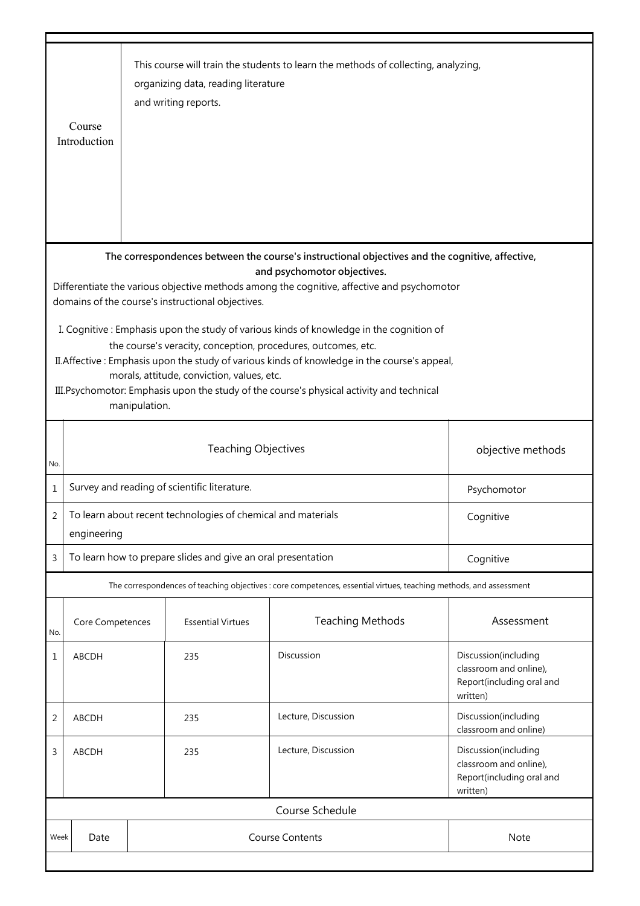| Course Introduction | This course will train the students to learn the methods of collecting, analyzing, organizing data, reading literature and writing reports. |
|---|---|

**The correspondences between the course's instructional objectives and the cognitive, affective, and psychomotor objectives.**

Differentiate the various objective methods among the cognitive, affective and psychomotor domains of the course's instructional objectives.

I. Cognitive : Emphasis upon the study of various kinds of knowledge in the cognition of the course's veracity, conception, procedures, outcomes, etc.

II.Affective : Emphasis upon the study of various kinds of knowledge in the course's appeal, morals, attitude, conviction, values, etc.

III.Psychomotor: Emphasis upon the study of the course's physical activity and technical manipulation.

| No. | Teaching Objectives | objective methods |
|---|---|---|
| 1 | Survey and reading of scientific literature. | Psychomotor |
| 2 | To learn about recent technologies of chemical and materials engineering | Cognitive |
| 3 | To learn how to prepare slides and give an oral presentation | Cognitive |

The correspondences of teaching objectives : core competences, essential virtues, teaching methods, and assessment

| No. | Core Competences | Essential Virtues | Teaching Methods | Assessment |
|---|---|---|---|---|
| 1 | ABCDH | 235 | Discussion | Discussion(including classroom and online), Report(including oral and written) |
| 2 | ABCDH | 235 | Lecture, Discussion | Discussion(including classroom and online) |
| 3 | ABCDH | 235 | Lecture, Discussion | Discussion(including classroom and online), Report(including oral and written) |

Course Schedule

| Week | Date | Course Contents | Note |
|---|---|---|---|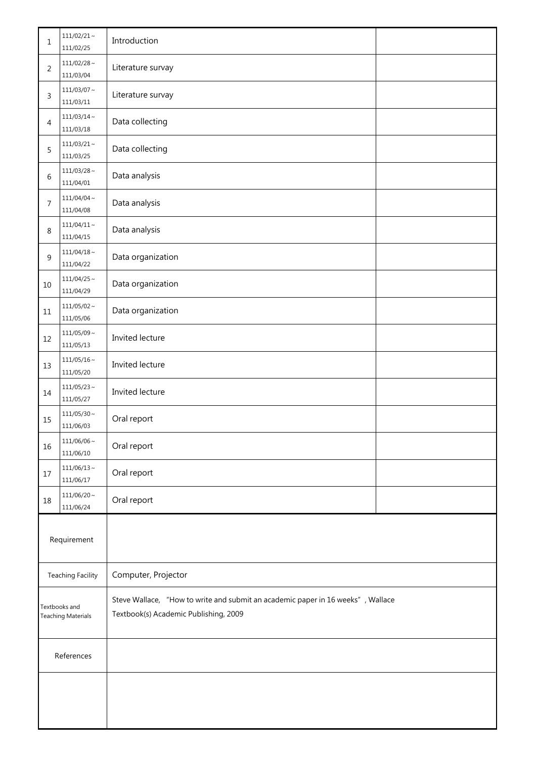| | | | |
|---|---|---|---|
| 1 | 111/02/21～111/02/25 | Introduction | |
| 2 | 111/02/28～111/03/04 | Literature survay | |
| 3 | 111/03/07～111/03/11 | Literature survay | |
| 4 | 111/03/14～111/03/18 | Data collecting | |
| 5 | 111/03/21～111/03/25 | Data collecting | |
| 6 | 111/03/28～111/04/01 | Data analysis | |
| 7 | 111/04/04～111/04/08 | Data analysis | |
| 8 | 111/04/11～111/04/15 | Data analysis | |
| 9 | 111/04/18～111/04/22 | Data organization | |
| 10 | 111/04/25～111/04/29 | Data organization | |
| 11 | 111/05/02～111/05/06 | Data organization | |
| 12 | 111/05/09～111/05/13 | Invited lecture | |
| 13 | 111/05/16～111/05/20 | Invited lecture | |
| 14 | 111/05/23～111/05/27 | Invited lecture | |
| 15 | 111/05/30～111/06/03 | Oral report | |
| 16 | 111/06/06～111/06/10 | Oral report | |
| 17 | 111/06/13～111/06/17 | Oral report | |
| 18 | 111/06/20～111/06/24 | Oral report | |

| | |
|---|---|
| Requirement | |
| Teaching Facility | Computer, Projector |
| Textbooks and Teaching Materials | Steve Wallace, "How to write and submit an academic paper in 16 weeks", Wallace Textbook(s) Academic Publishing, 2009 |
| References | |
| | |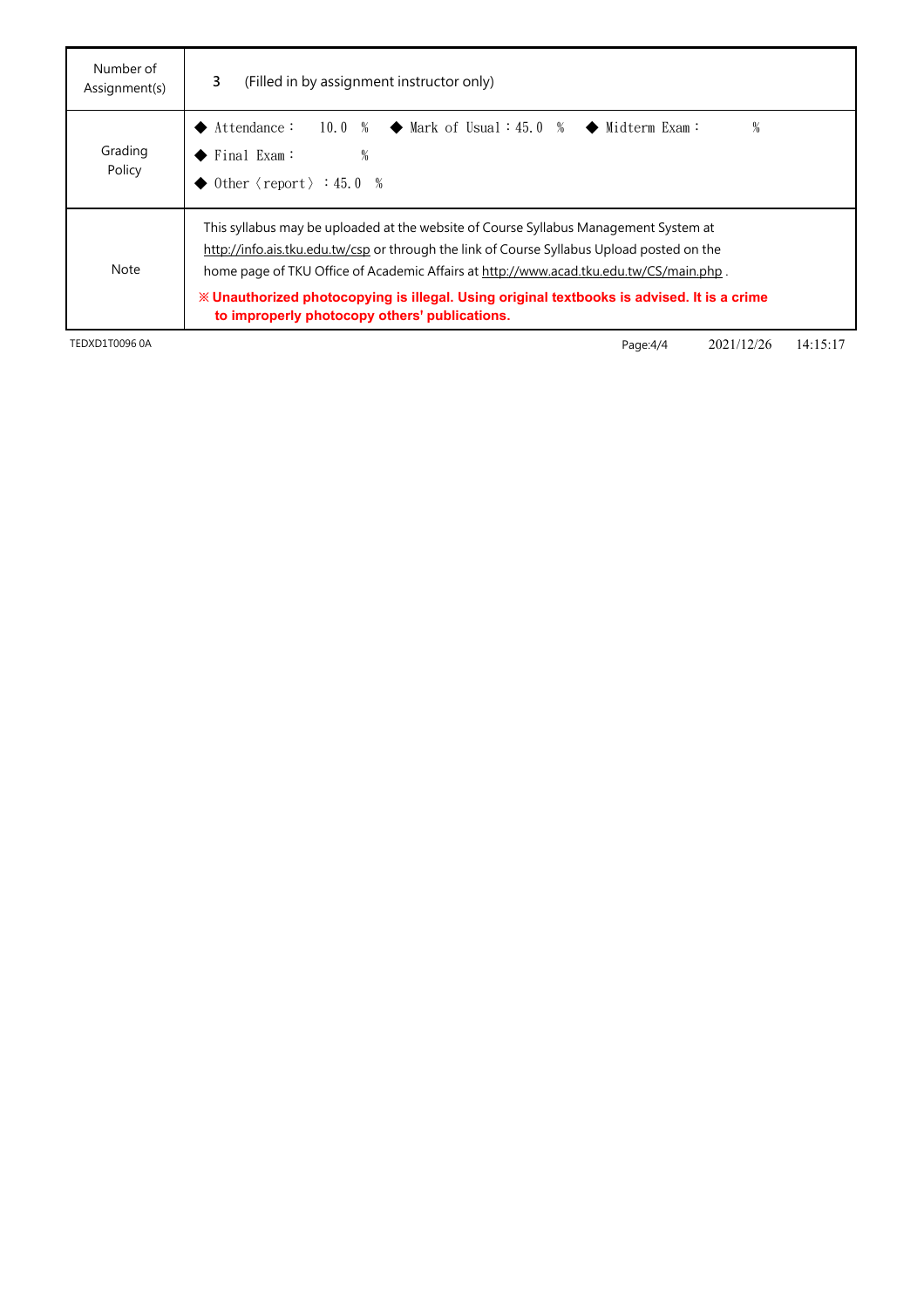| | |
|---|---|
| Number of Assignment(s) | 3 (Filled in by assignment instructor only) |
| Grading Policy | ◆ Attendance： 10.0 % ◆ Mark of Usual：45.0 % ◆ Midterm Exam： %<br>◆ Final Exam： %<br>◆ Other〈report〉：45.0 % |
| Note | This syllabus may be uploaded at the website of Course Syllabus Management System at http://info.ais.tku.edu.tw/csp or through the link of Course Syllabus Upload posted on the home page of TKU Office of Academic Affairs at http://www.acad.tku.edu.tw/CS/main.php .<br>**※ Unauthorized photocopying is illegal. Using original textbooks is advised. It is a crime to improperly photocopy others' publications.** |

TEDXD1T0096 0A 2021/12/26 14:15:17